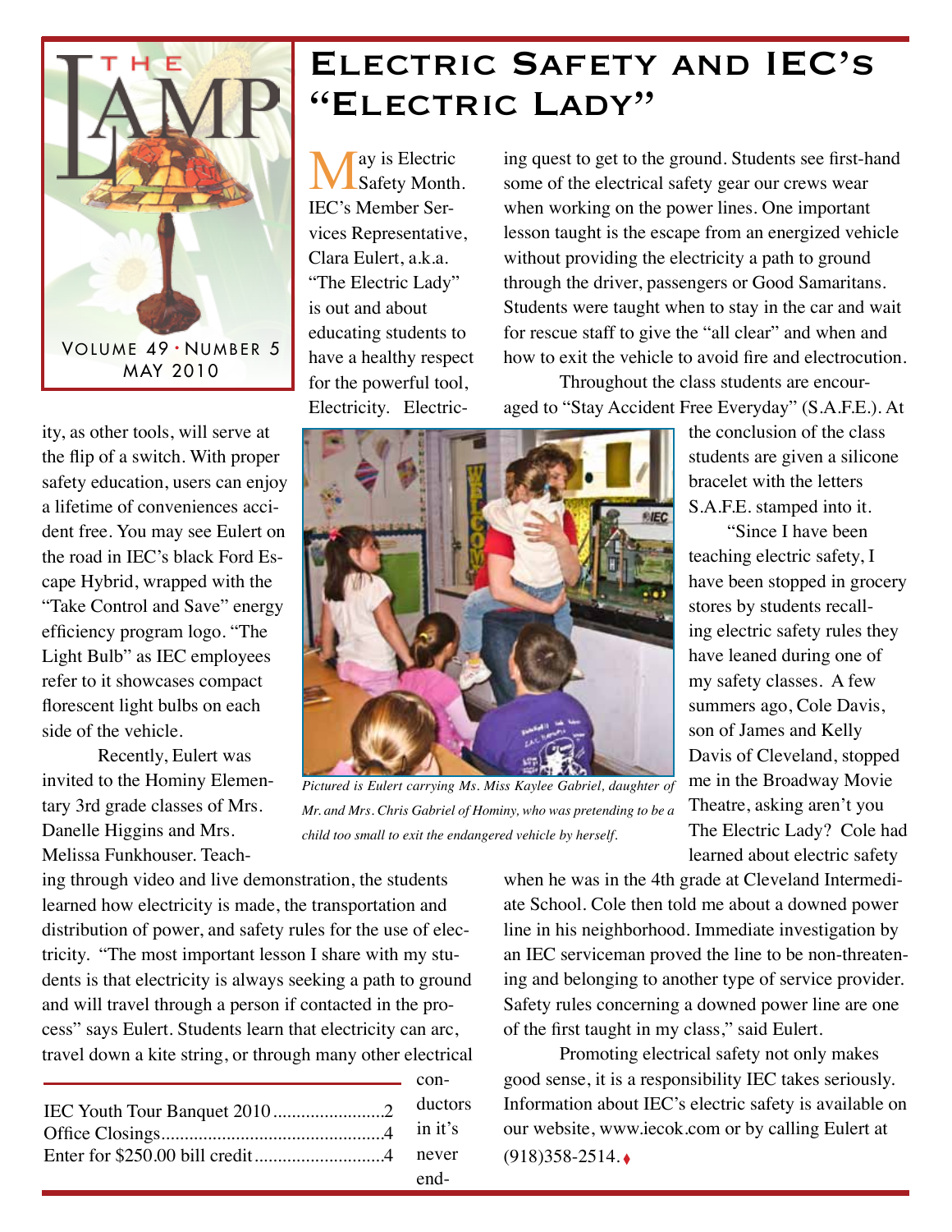# THE LAMP

VOLUME 49 · NUMBER 5
MAY 2010

## Electric Safety and IEC's "Electric Lady"

May is Electric Safety Month. IEC's Member Services Representative, Clara Eulert, a.k.a. "The Electric Lady" is out and about educating students to have a healthy respect for the powerful tool, Electricity. Electricity, as other tools, will serve at the flip of a switch. With proper safety education, users can enjoy a lifetime of conveniences accident free. You may see Eulert on the road in IEC's black Ford Escape Hybrid, wrapped with the "Take Control and Save" energy efficiency program logo. "The Light Bulb" as IEC employees refer to it showcases compact florescent light bulbs on each side of the vehicle.

Recently, Eulert was invited to the Hominy Elementary 3rd grade classes of Mrs. Danelle Higgins and Mrs. Melissa Funkhouser. Teaching through video and live demonstration, the students learned how electricity is made, the transportation and distribution of power, and safety rules for the use of electricity. "The most important lesson I share with my students is that electricity is always seeking a path to ground and will travel through a person if contacted in the process" says Eulert. Students learn that electricity can arc, travel down a kite string, or through many other electrical conductors in it's never ending quest to get to the ground. Students see first-hand some of the electrical safety gear our crews wear when working on the power lines. One important lesson taught is the escape from an energized vehicle without providing the electricity a path to ground through the driver, passengers or Good Samaritans. Students were taught when to stay in the car and wait for rescue staff to give the "all clear" and when and how to exit the vehicle to avoid fire and electrocution.

*Pictured is Eulert carrying Ms. Miss Kaylee Gabriel, daughter of Mr. and Mrs. Chris Gabriel of Hominy, who was pretending to be a child too small to exit the endangered vehicle by herself.*

Throughout the class students are encouraged to "Stay Accident Free Everyday" (S.A.F.E.). At the conclusion of the class students are given a silicone bracelet with the letters S.A.F.E. stamped into it.

"Since I have been teaching electric safety, I have been stopped in grocery stores by students recalling electric safety rules they have leaned during one of my safety classes. A few summers ago, Cole Davis, son of James and Kelly Davis of Cleveland, stopped me in the Broadway Movie Theatre, asking aren't you The Electric Lady? Cole had learned about electric safety when he was in the 4th grade at Cleveland Intermediate School. Cole then told me about a downed power line in his neighborhood. Immediate investigation by an IEC serviceman proved the line to be non-threatening and belonging to another type of service provider. Safety rules concerning a downed power line are one of the first taught in my class," said Eulert.

Promoting electrical safety not only makes good sense, it is a responsibility IEC takes seriously. Information about IEC's electric safety is available on our website, www.iecok.com or by calling Eulert at (918)358-2514.

---

IEC Youth Tour Banquet 2010........................2
Office Closings................................................4
Enter for $250.00 bill credit...........................4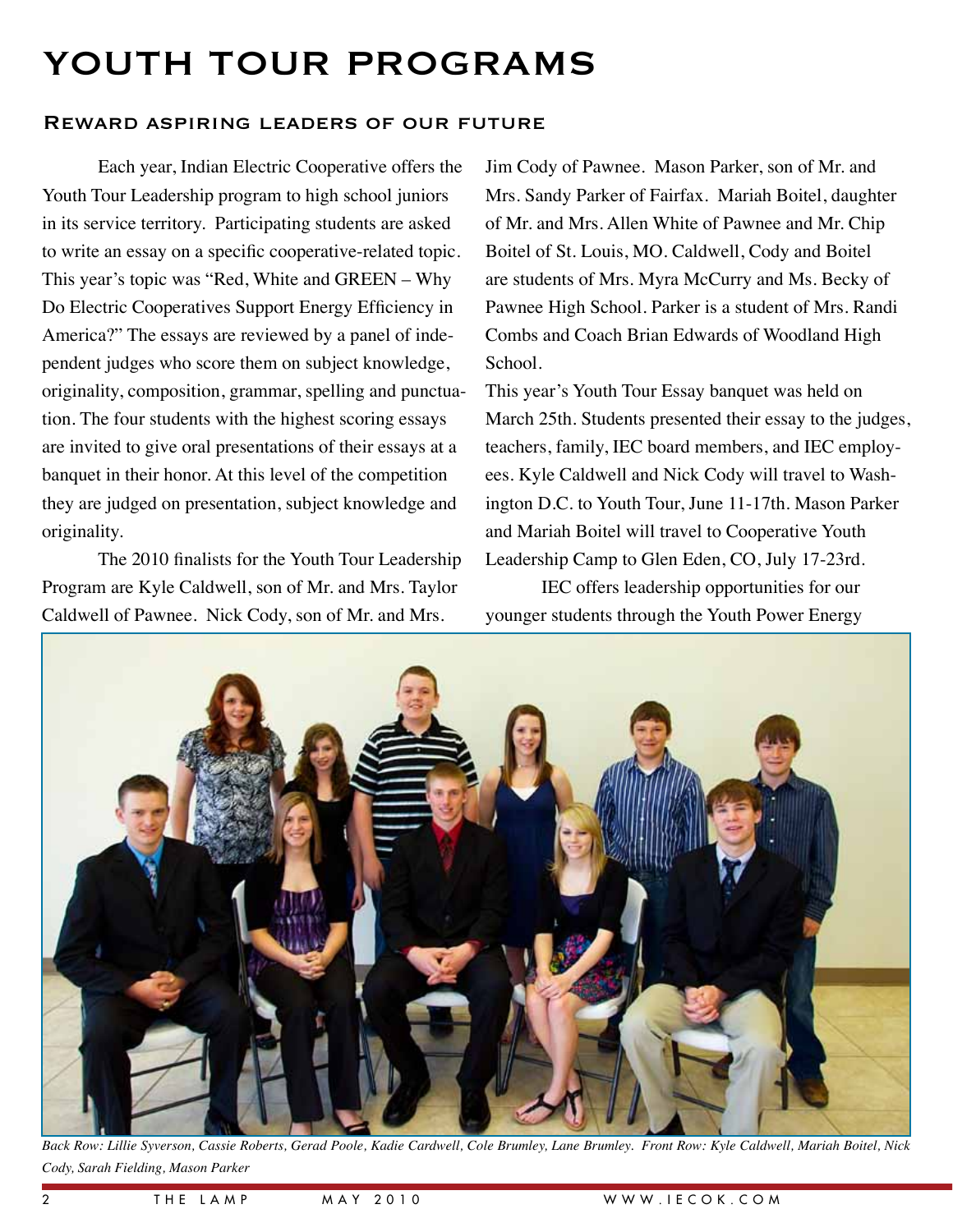# YOUTH TOUR PROGRAMS

## Reward aspiring leaders of our future

Each year, Indian Electric Cooperative offers the Youth Tour Leadership program to high school juniors in its service territory. Participating students are asked to write an essay on a specific cooperative-related topic. This year's topic was "Red, White and GREEN – Why Do Electric Cooperatives Support Energy Efficiency in America?" The essays are reviewed by a panel of independent judges who score them on subject knowledge, originality, composition, grammar, spelling and punctuation. The four students with the highest scoring essays are invited to give oral presentations of their essays at a banquet in their honor. At this level of the competition they are judged on presentation, subject knowledge and originality.

The 2010 finalists for the Youth Tour Leadership Program are Kyle Caldwell, son of Mr. and Mrs. Taylor Caldwell of Pawnee. Nick Cody, son of Mr. and Mrs. Jim Cody of Pawnee. Mason Parker, son of Mr. and Mrs. Sandy Parker of Fairfax. Mariah Boitel, daughter of Mr. and Mrs. Allen White of Pawnee and Mr. Chip Boitel of St. Louis, MO. Caldwell, Cody and Boitel are students of Mrs. Myra McCurry and Ms. Becky of Pawnee High School. Parker is a student of Mrs. Randi Combs and Coach Brian Edwards of Woodland High School.

This year's Youth Tour Essay banquet was held on March 25th. Students presented their essay to the judges, teachers, family, IEC board members, and IEC employees. Kyle Caldwell and Nick Cody will travel to Washington D.C. to Youth Tour, June 11-17th. Mason Parker and Mariah Boitel will travel to Cooperative Youth Leadership Camp to Glen Eden, CO, July 17-23rd.

IEC offers leadership opportunities for our younger students through the Youth Power Energy

*Back Row: Lillie Syverson, Cassie Roberts, Gerad Poole, Kadie Cardwell, Cole Brumley, Lane Brumley. Front Row: Kyle Caldwell, Mariah Boitel, Nick Cody, Sarah Fielding, Mason Parker*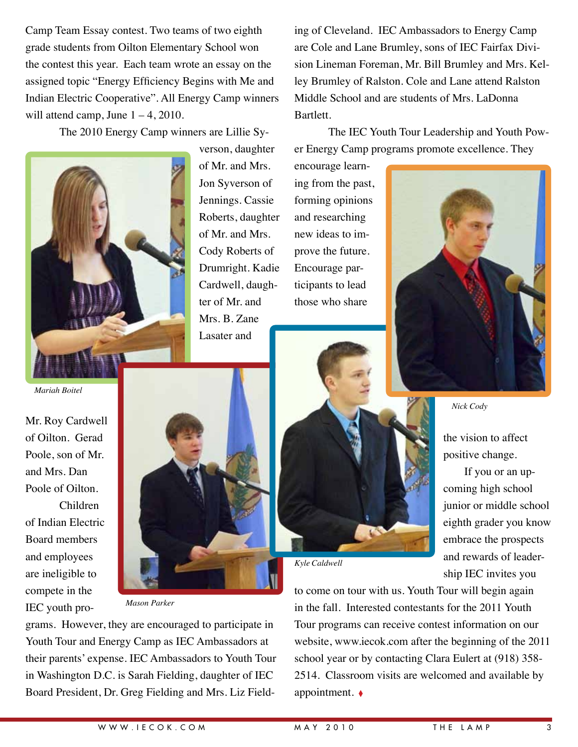Camp Team Essay contest. Two teams of two eighth grade students from Oilton Elementary School won the contest this year. Each team wrote an essay on the assigned topic "Energy Efficiency Begins with Me and Indian Electric Cooperative". All Energy Camp winners will attend camp, June 1 – 4, 2010.

The 2010 Energy Camp winners are Lillie Syverson, daughter of Mr. and Mrs. Jon Syverson of Jennings. Cassie Roberts, daughter of Mr. and Mrs. Cody Roberts of Drumright. Kadie Cardwell, daughter of Mr. and Mrs. B. Zane Lasater and Mr. Roy Cardwell of Oilton. Gerad Poole, son of Mr. and Mrs. Dan Poole of Oilton.

*Mariah Boitel*

*Mason Parker*

Children of Indian Electric Board members and employees are ineligible to compete in the IEC youth programs. However, they are encouraged to participate in Youth Tour and Energy Camp as IEC Ambassadors at their parents' expense. IEC Ambassadors to Youth Tour in Washington D.C. is Sarah Fielding, daughter of IEC Board President, Dr. Greg Fielding and Mrs. Liz Fielding of Cleveland. IEC Ambassadors to Energy Camp are Cole and Lane Brumley, sons of IEC Fairfax Division Lineman Foreman, Mr. Bill Brumley and Mrs. Kelley Brumley of Ralston. Cole and Lane attend Ralston Middle School and are students of Mrs. LaDonna Bartlett.

The IEC Youth Tour Leadership and Youth Power Energy Camp programs promote excellence. They encourage learning from the past, forming opinions and researching new ideas to improve the future. Encourage participants to lead those who share the vision to affect positive change.

*Nick Cody*

*Kyle Caldwell*

If you or an upcoming high school junior or middle school eighth grader you know embrace the prospects and rewards of leadership IEC invites you to come on tour with us. Youth Tour will begin again in the fall. Interested contestants for the 2011 Youth Tour programs can receive contest information on our website, www.iecok.com after the beginning of the 2011 school year or by contacting Clara Eulert at (918) 358-2514. Classroom visits are welcomed and available by appointment. ♦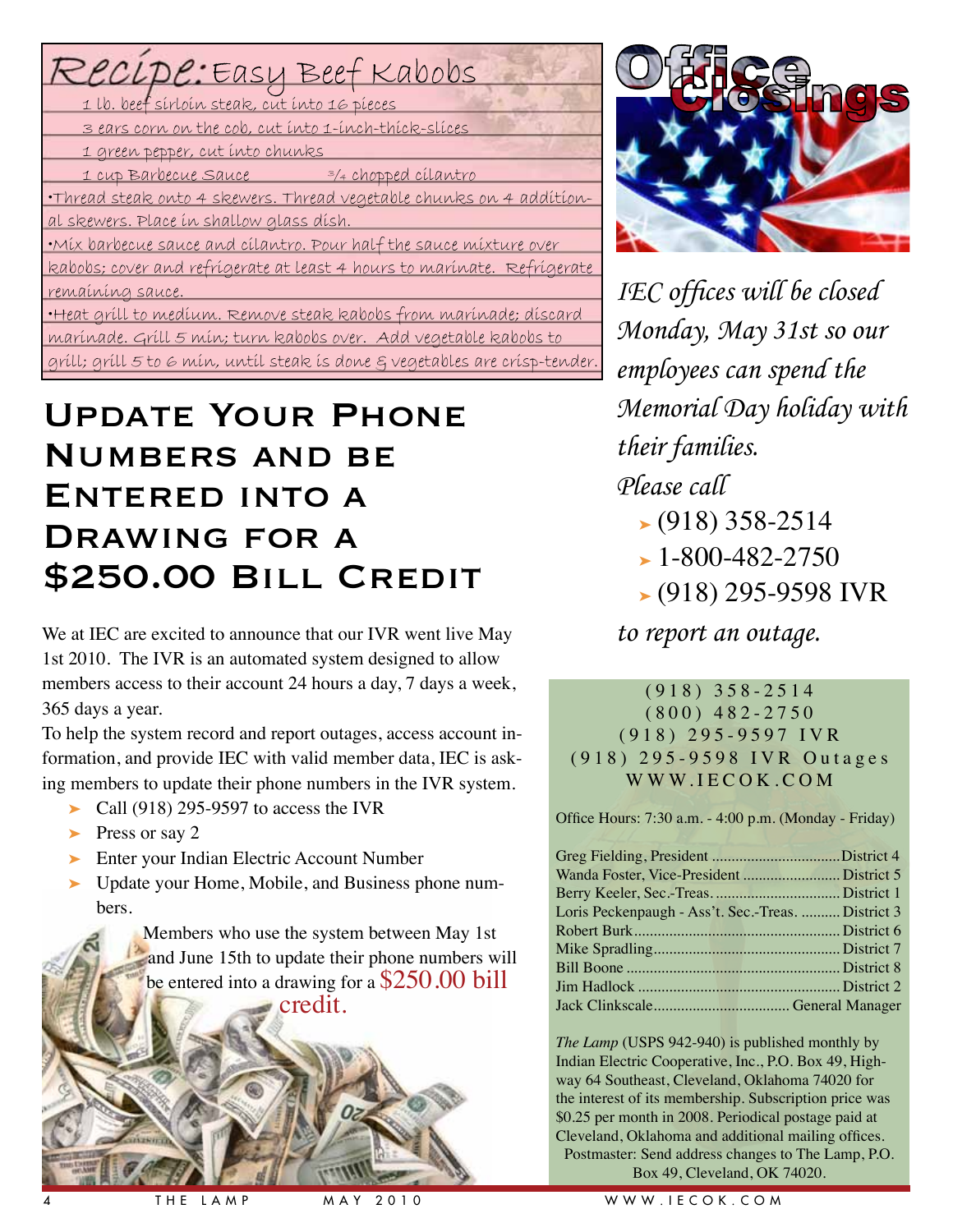## Recipe: Easy Beef Kabobs

1 lb. beef sirloin steak, cut into 16 pieces
3 ears corn on the cob, cut into 1-inch-thick-slices
1 green pepper, cut into chunks
1 cup Barbecue Sauce    3/4 chopped cilantro

- Thread steak onto 4 skewers. Thread vegetable chunks on 4 additional skewers. Place in shallow glass dish.
- Mix barbecue sauce and cilantro. Pour half the sauce mixture over kabobs; cover and refrigerate at least 4 hours to marinate. Refrigerate remaining sauce.
- Heat grill to medium. Remove steak kabobs from marinade; discard marinade. Grill 5 min; turn kabobs over. Add vegetable kabobs to grill; grill 5 to 6 min, until steak is done & vegetables are crisp-tender.

# Update Your Phone Numbers and be Entered into a Drawing for a $250.00 Bill Credit

We at IEC are excited to announce that our IVR went live May 1st 2010. The IVR is an automated system designed to allow members access to their account 24 hours a day, 7 days a week, 365 days a year.

To help the system record and report outages, access account information, and provide IEC with valid member data, IEC is asking members to update their phone numbers in the IVR system.

- Call (918) 295-9597 to access the IVR
- Press or say 2
- Enter your Indian Electric Account Number
- Update your Home, Mobile, and Business phone numbers.

Members who use the system between May 1st and June 15th to update their phone numbers will be entered into a drawing for a $250.00 bill credit.

## Office Closings

*IEC offices will be closed Monday, May 31st so our employees can spend the Memorial Day holiday with their families.*

*Please call*

- (918) 358-2514
- 1-800-482-2750
- (918) 295-9598 IVR

*to report an outage.*

(918) 358-2514
(800) 482-2750
(918) 295-9597 IVR
(918) 295-9598 IVR Outages
WWW.IECOK.COM

Office Hours: 7:30 a.m. - 4:00 p.m. (Monday - Friday)

| | |
|---|---|
| Greg Fielding, President | District 4 |
| Wanda Foster, Vice-President | District 5 |
| Berry Keeler, Sec.-Treas. | District 1 |
| Loris Peckenpaugh - Ass't. Sec.-Treas. | District 3 |
| Robert Burk | District 6 |
| Mike Spradling | District 7 |
| Bill Boone | District 8 |
| Jim Hadlock | District 2 |
| Jack Clinkscale | General Manager |

*The Lamp* (USPS 942-940) is published monthly by Indian Electric Cooperative, Inc., P.O. Box 49, Highway 64 Southeast, Cleveland, Oklahoma 74020 for the interest of its membership. Subscription price was $0.25 per month in 2008. Periodical postage paid at Cleveland, Oklahoma and additional mailing offices. Postmaster: Send address changes to The Lamp, P.O. Box 49, Cleveland, OK 74020.